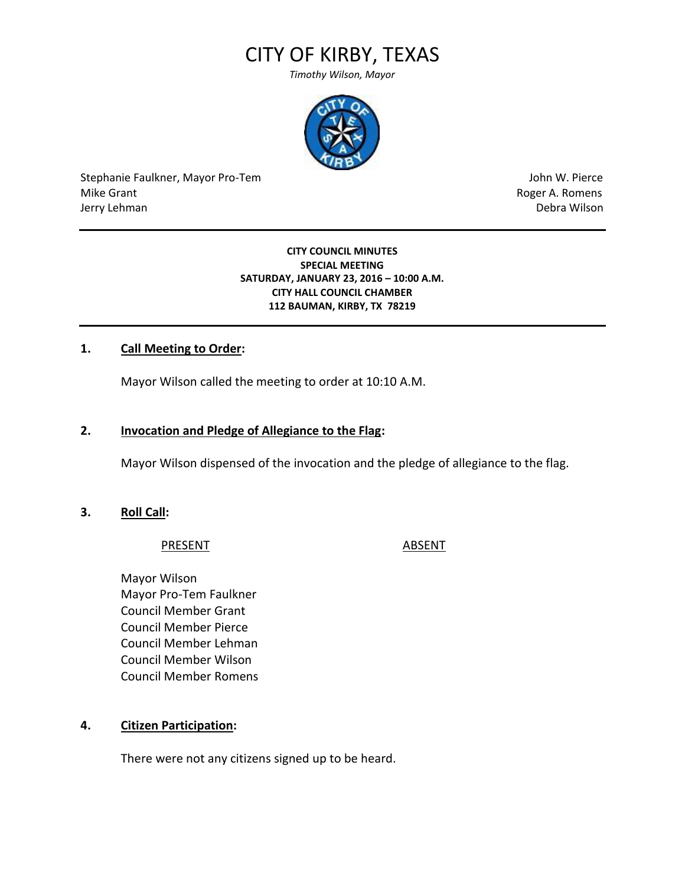# CITY OF KIRBY, TEXAS

*Timothy Wilson, Mayor*

| | |
|---|---|
| Stephanie Faulkner, Mayor Pro-Tem | John W. Pierce |
| Mike Grant | Roger A. Romens |
| Jerry Lehman | Debra Wilson |

---

**CITY COUNCIL MINUTES**
**SPECIAL MEETING**
**SATURDAY, JANUARY 23, 2016 – 10:00 A.M.**
**CITY HALL COUNCIL CHAMBER**
**112 BAUMAN, KIRBY, TX 78219**

---

**1. Call Meeting to Order:**

Mayor Wilson called the meeting to order at 10:10 A.M.

**2. Invocation and Pledge of Allegiance to the Flag:**

Mayor Wilson dispensed of the invocation and the pledge of allegiance to the flag.

**3. Roll Call:**

| PRESENT | ABSENT |
|---|---|
| Mayor Wilson | |
| Mayor Pro-Tem Faulkner | |
| Council Member Grant | |
| Council Member Pierce | |
| Council Member Lehman | |
| Council Member Wilson | |
| Council Member Romens | |

**4. Citizen Participation:**

There were not any citizens signed up to be heard.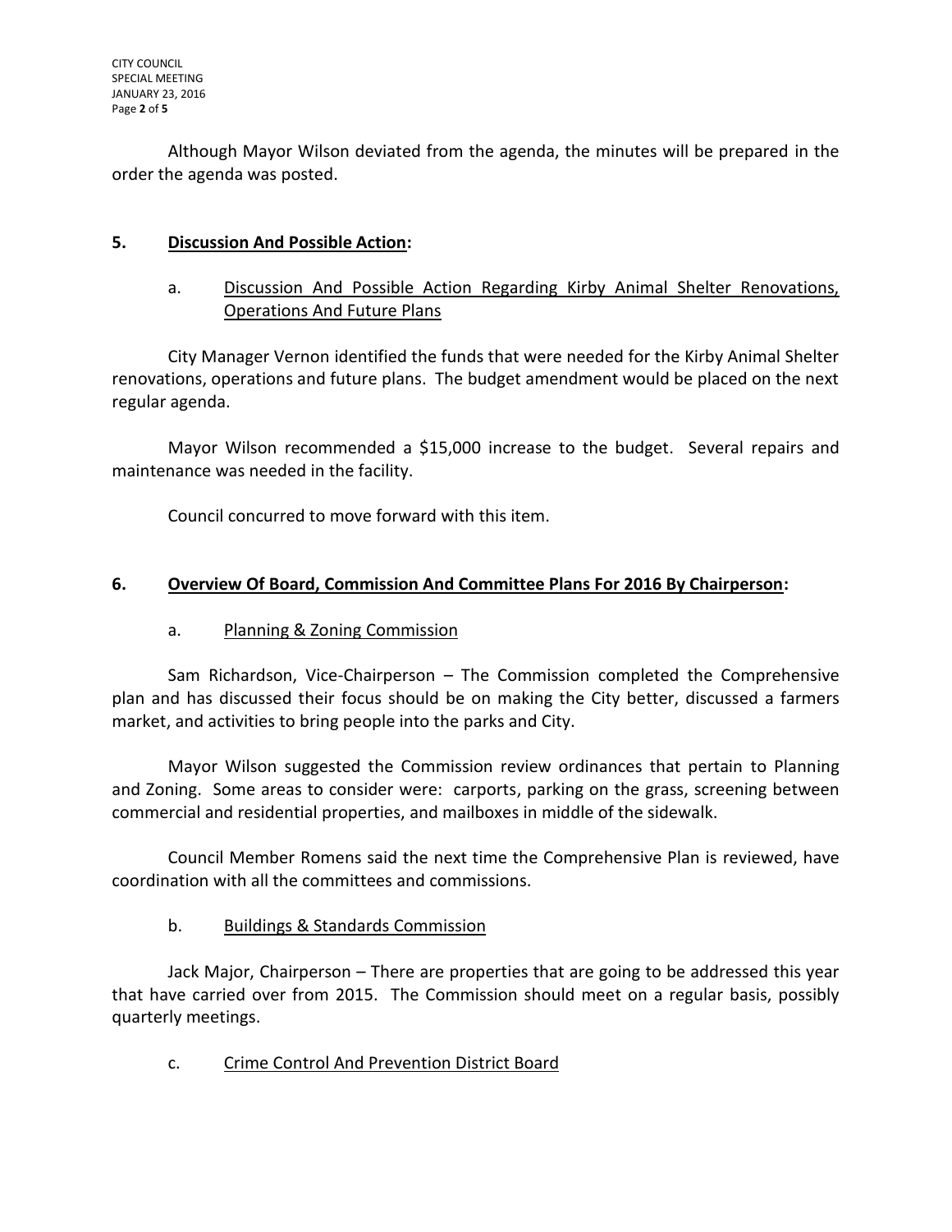Although Mayor Wilson deviated from the agenda, the minutes will be prepared in the order the agenda was posted.

## 5. <u>Discussion And Possible Action</u>:

### a. <u>Discussion And Possible Action Regarding Kirby Animal Shelter Renovations, Operations And Future Plans</u>

City Manager Vernon identified the funds that were needed for the Kirby Animal Shelter renovations, operations and future plans. The budget amendment would be placed on the next regular agenda.

Mayor Wilson recommended a $15,000 increase to the budget. Several repairs and maintenance was needed in the facility.

Council concurred to move forward with this item.

## 6. <u>Overview Of Board, Commission And Committee Plans For 2016 By Chairperson</u>:

### a. <u>Planning & Zoning Commission</u>

Sam Richardson, Vice-Chairperson – The Commission completed the Comprehensive plan and has discussed their focus should be on making the City better, discussed a farmers market, and activities to bring people into the parks and City.

Mayor Wilson suggested the Commission review ordinances that pertain to Planning and Zoning. Some areas to consider were: carports, parking on the grass, screening between commercial and residential properties, and mailboxes in middle of the sidewalk.

Council Member Romens said the next time the Comprehensive Plan is reviewed, have coordination with all the committees and commissions.

### b. <u>Buildings & Standards Commission</u>

Jack Major, Chairperson – There are properties that are going to be addressed this year that have carried over from 2015. The Commission should meet on a regular basis, possibly quarterly meetings.

### c. <u>Crime Control And Prevention District Board</u>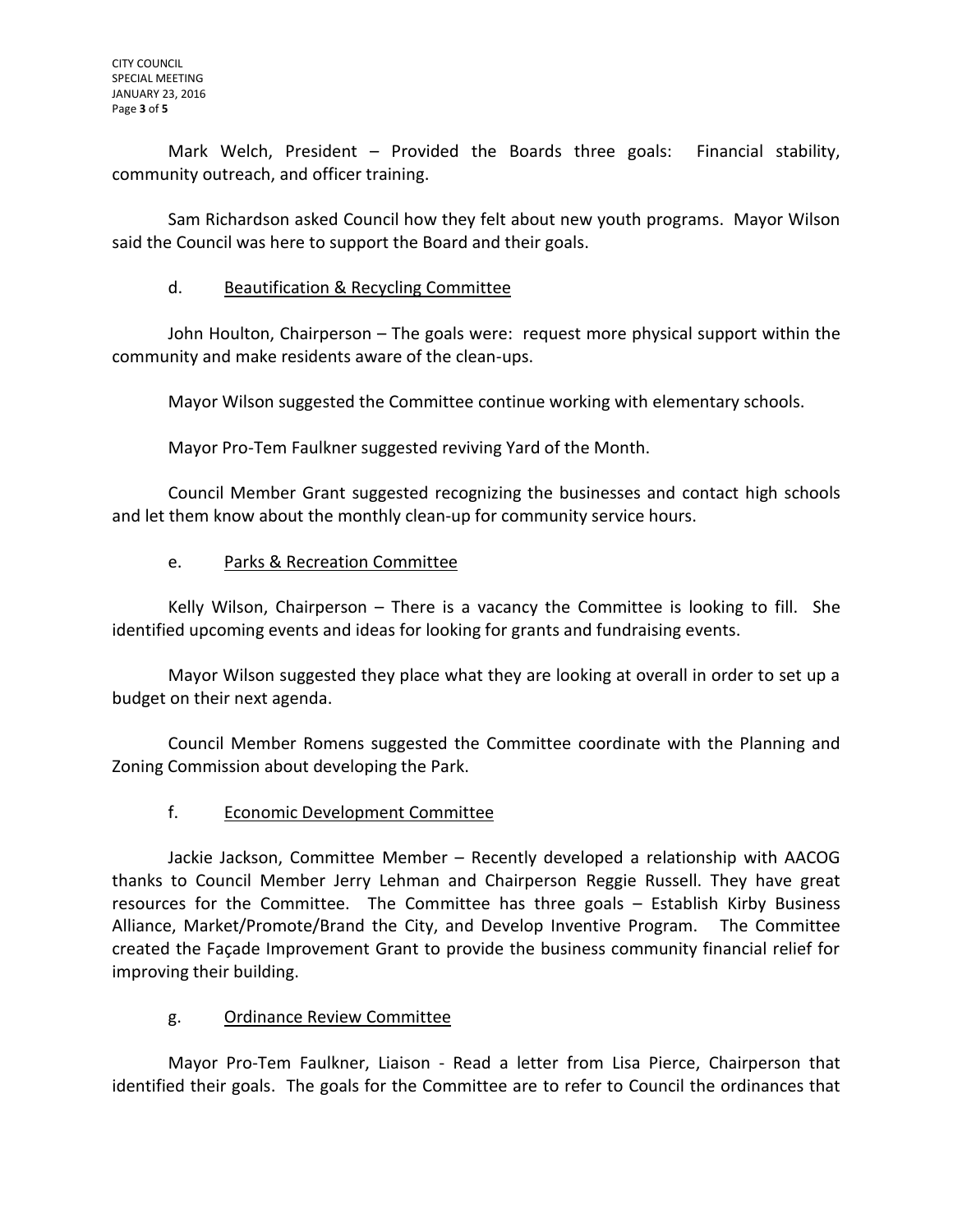Mark Welch, President – Provided the Boards three goals: Financial stability, community outreach, and officer training.

Sam Richardson asked Council how they felt about new youth programs. Mayor Wilson said the Council was here to support the Board and their goals.

d. Beautification & Recycling Committee

John Houlton, Chairperson – The goals were: request more physical support within the community and make residents aware of the clean-ups.

Mayor Wilson suggested the Committee continue working with elementary schools.

Mayor Pro-Tem Faulkner suggested reviving Yard of the Month.

Council Member Grant suggested recognizing the businesses and contact high schools and let them know about the monthly clean-up for community service hours.

e. Parks & Recreation Committee

Kelly Wilson, Chairperson – There is a vacancy the Committee is looking to fill. She identified upcoming events and ideas for looking for grants and fundraising events.

Mayor Wilson suggested they place what they are looking at overall in order to set up a budget on their next agenda.

Council Member Romens suggested the Committee coordinate with the Planning and Zoning Commission about developing the Park.

f. Economic Development Committee

Jackie Jackson, Committee Member – Recently developed a relationship with AACOG thanks to Council Member Jerry Lehman and Chairperson Reggie Russell. They have great resources for the Committee. The Committee has three goals – Establish Kirby Business Alliance, Market/Promote/Brand the City, and Develop Inventive Program. The Committee created the Façade Improvement Grant to provide the business community financial relief for improving their building.

g. Ordinance Review Committee

Mayor Pro-Tem Faulkner, Liaison - Read a letter from Lisa Pierce, Chairperson that identified their goals. The goals for the Committee are to refer to Council the ordinances that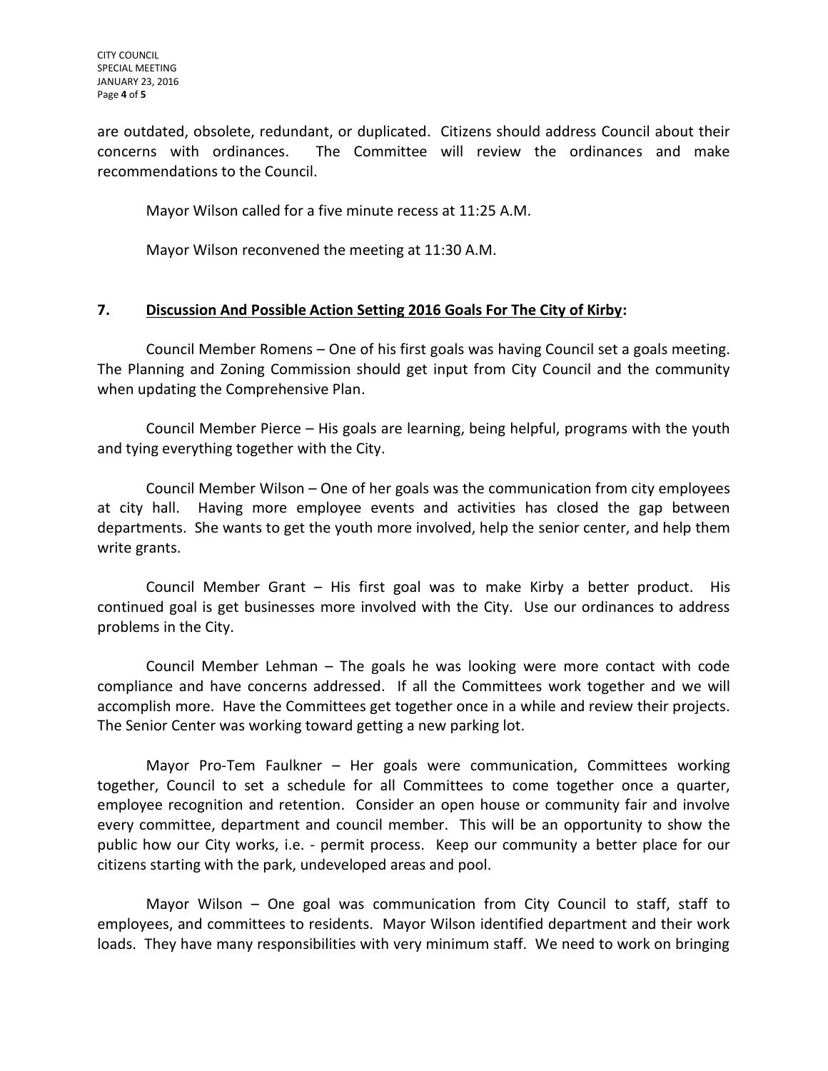are outdated, obsolete, redundant, or duplicated. Citizens should address Council about their concerns with ordinances. The Committee will review the ordinances and make recommendations to the Council.

Mayor Wilson called for a five minute recess at 11:25 A.M.

Mayor Wilson reconvened the meeting at 11:30 A.M.

**7. Discussion And Possible Action Setting 2016 Goals For The City of Kirby:**

Council Member Romens – One of his first goals was having Council set a goals meeting. The Planning and Zoning Commission should get input from City Council and the community when updating the Comprehensive Plan.

Council Member Pierce – His goals are learning, being helpful, programs with the youth and tying everything together with the City.

Council Member Wilson – One of her goals was the communication from city employees at city hall. Having more employee events and activities has closed the gap between departments. She wants to get the youth more involved, help the senior center, and help them write grants.

Council Member Grant – His first goal was to make Kirby a better product. His continued goal is get businesses more involved with the City. Use our ordinances to address problems in the City.

Council Member Lehman – The goals he was looking were more contact with code compliance and have concerns addressed. If all the Committees work together and we will accomplish more. Have the Committees get together once in a while and review their projects. The Senior Center was working toward getting a new parking lot.

Mayor Pro-Tem Faulkner – Her goals were communication, Committees working together, Council to set a schedule for all Committees to come together once a quarter, employee recognition and retention. Consider an open house or community fair and involve every committee, department and council member. This will be an opportunity to show the public how our City works, i.e. - permit process. Keep our community a better place for our citizens starting with the park, undeveloped areas and pool.

Mayor Wilson – One goal was communication from City Council to staff, staff to employees, and committees to residents. Mayor Wilson identified department and their work loads. They have many responsibilities with very minimum staff. We need to work on bringing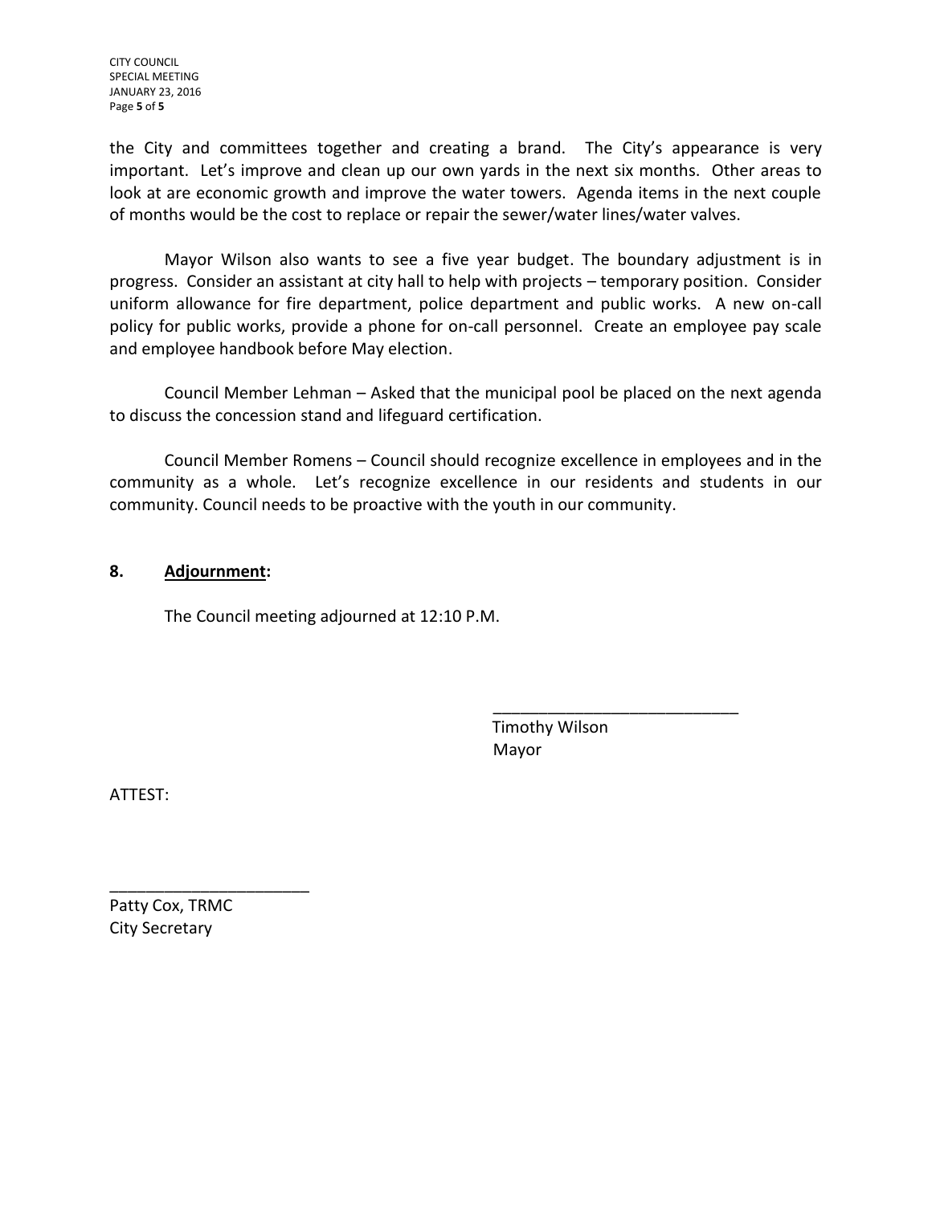the City and committees together and creating a brand. The City's appearance is very important. Let's improve and clean up our own yards in the next six months. Other areas to look at are economic growth and improve the water towers. Agenda items in the next couple of months would be the cost to replace or repair the sewer/water lines/water valves.

Mayor Wilson also wants to see a five year budget. The boundary adjustment is in progress. Consider an assistant at city hall to help with projects – temporary position. Consider uniform allowance for fire department, police department and public works. A new on-call policy for public works, provide a phone for on-call personnel. Create an employee pay scale and employee handbook before May election.

Council Member Lehman – Asked that the municipal pool be placed on the next agenda to discuss the concession stand and lifeguard certification.

Council Member Romens – Council should recognize excellence in employees and in the community as a whole. Let's recognize excellence in our residents and students in our community. Council needs to be proactive with the youth in our community.

**8. Adjournment:**

The Council meeting adjourned at 12:10 P.M.

___________________________
Timothy Wilson
Mayor

ATTEST:

______________________
Patty Cox, TRMC
City Secretary